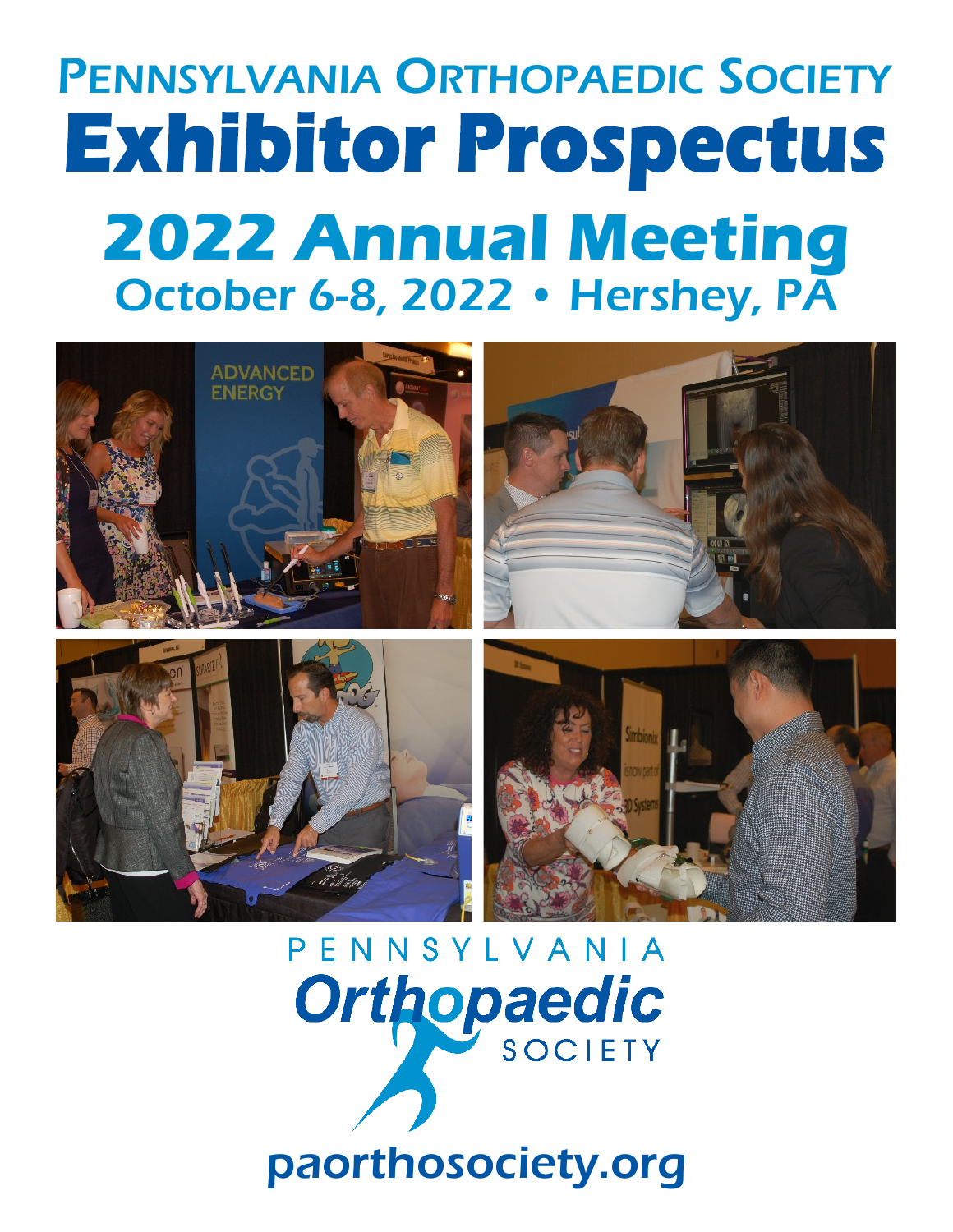# Pennsylvania Orthopaedic Society

# Exhibitor Prospectus

## 2022 Annual Meeting

### October 6-8, 2022 • Hershey, PA

PENNSYLVANIA Orthopaedic SOCIETY

paorthosociety.org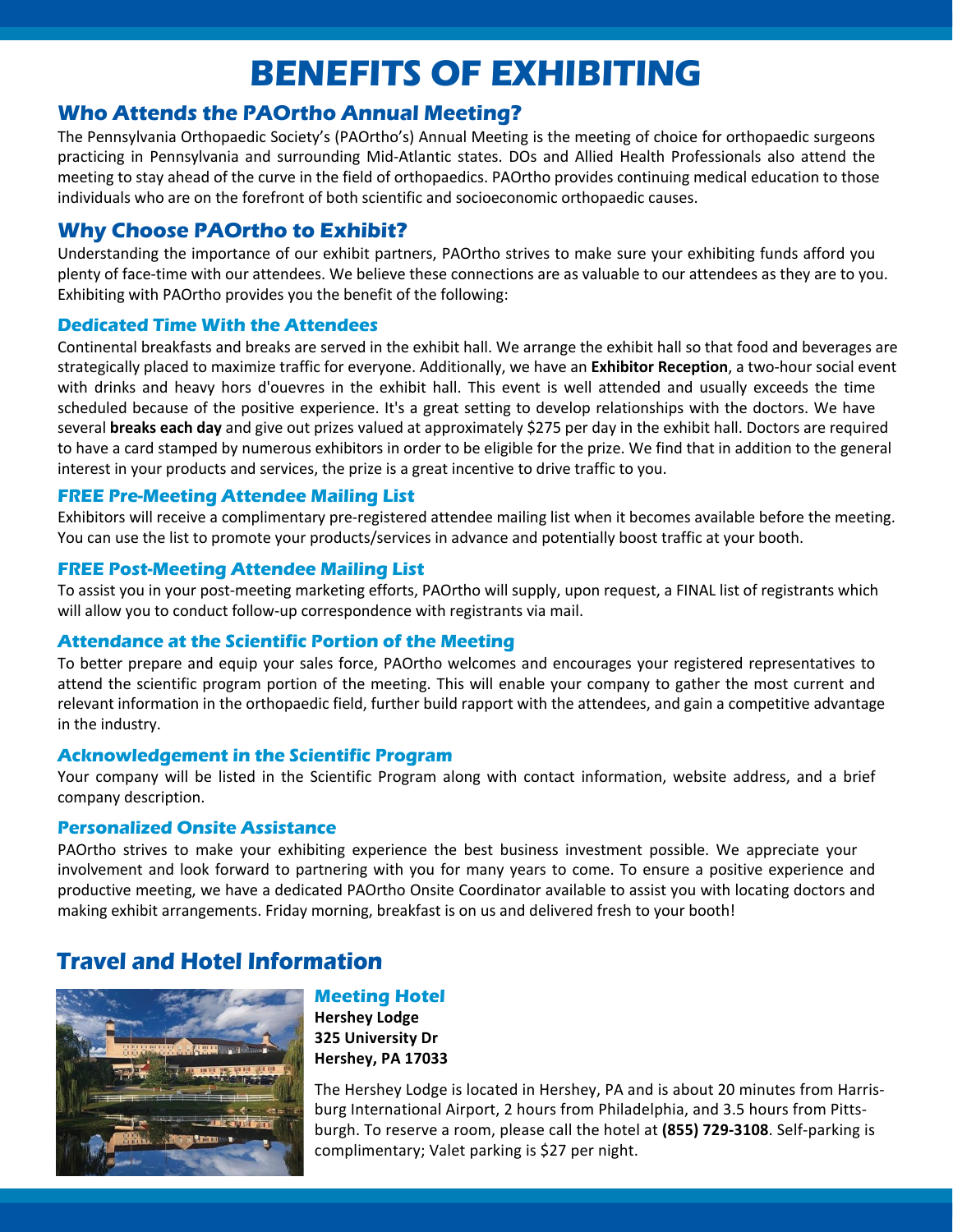# BENEFITS OF EXHIBITING

## Who Attends the PAOrtho Annual Meeting?

The Pennsylvania Orthopaedic Society's (PAOrtho's) Annual Meeting is the meeting of choice for orthopaedic surgeons practicing in Pennsylvania and surrounding Mid-Atlantic states. DOs and Allied Health Professionals also attend the meeting to stay ahead of the curve in the field of orthopaedics. PAOrtho provides continuing medical education to those individuals who are on the forefront of both scientific and socioeconomic orthopaedic causes.

## Why Choose PAOrtho to Exhibit?

Understanding the importance of our exhibit partners, PAOrtho strives to make sure your exhibiting funds afford you plenty of face-time with our attendees. We believe these connections are as valuable to our attendees as they are to you. Exhibiting with PAOrtho provides you the benefit of the following:

### Dedicated Time With the Attendees

Continental breakfasts and breaks are served in the exhibit hall. We arrange the exhibit hall so that food and beverages are strategically placed to maximize traffic for everyone. Additionally, we have an **Exhibitor Reception**, a two-hour social event with drinks and heavy hors d'ouevres in the exhibit hall. This event is well attended and usually exceeds the time scheduled because of the positive experience. It's a great setting to develop relationships with the doctors. We have several **breaks each day** and give out prizes valued at approximately $275 per day in the exhibit hall. Doctors are required to have a card stamped by numerous exhibitors in order to be eligible for the prize. We find that in addition to the general interest in your products and services, the prize is a great incentive to drive traffic to you.

### FREE Pre-Meeting Attendee Mailing List

Exhibitors will receive a complimentary pre-registered attendee mailing list when it becomes available before the meeting. You can use the list to promote your products/services in advance and potentially boost traffic at your booth.

### FREE Post-Meeting Attendee Mailing List

To assist you in your post-meeting marketing efforts, PAOrtho will supply, upon request, a FINAL list of registrants which will allow you to conduct follow-up correspondence with registrants via mail.

### Attendance at the Scientific Portion of the Meeting

To better prepare and equip your sales force, PAOrtho welcomes and encourages your registered representatives to attend the scientific program portion of the meeting. This will enable your company to gather the most current and relevant information in the orthopaedic field, further build rapport with the attendees, and gain a competitive advantage in the industry.

### Acknowledgement in the Scientific Program

Your company will be listed in the Scientific Program along with contact information, website address, and a brief company description.

### Personalized Onsite Assistance

PAOrtho strives to make your exhibiting experience the best business investment possible. We appreciate your involvement and look forward to partnering with you for many years to come. To ensure a positive experience and productive meeting, we have a dedicated PAOrtho Onsite Coordinator available to assist you with locating doctors and making exhibit arrangements. Friday morning, breakfast is on us and delivered fresh to your booth!

## Travel and Hotel Information

### Meeting Hotel

**Hershey Lodge**
**325 University Dr**
**Hershey, PA 17033**

The Hershey Lodge is located in Hershey, PA and is about 20 minutes from Harrisburg International Airport, 2 hours from Philadelphia, and 3.5 hours from Pittsburgh. To reserve a room, please call the hotel at **(855) 729-3108**. Self-parking is complimentary; Valet parking is $27 per night.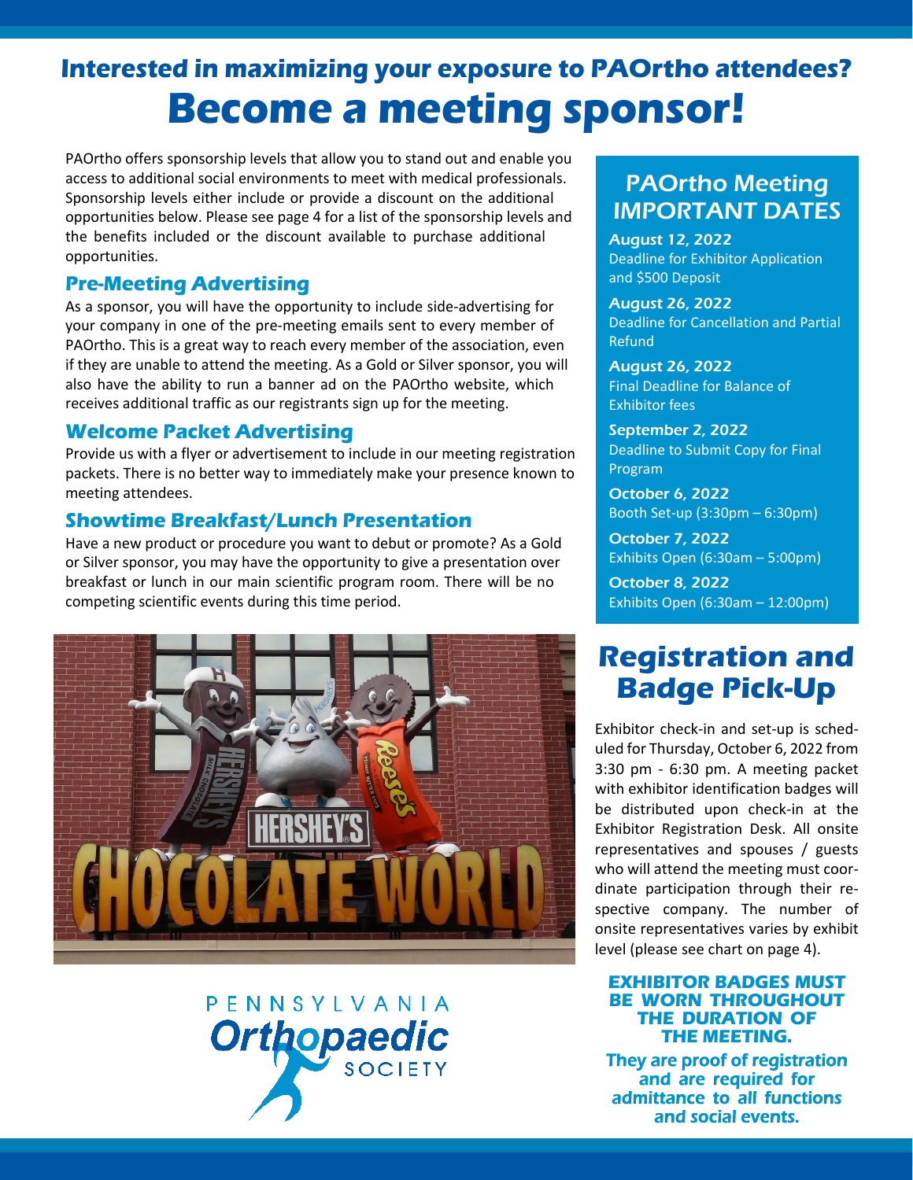## Interested in maximizing your exposure to PAOrtho attendees?

# Become a meeting sponsor!

PAOrtho offers sponsorship levels that allow you to stand out and enable you access to additional social environments to meet with medical professionals. Sponsorship levels either include or provide a discount on the additional opportunities below. Please see page 4 for a list of the sponsorship levels and the benefits included or the discount available to purchase additional opportunities.

### Pre-Meeting Advertising

As a sponsor, you will have the opportunity to include side-advertising for your company in one of the pre-meeting emails sent to every member of PAOrtho. This is a great way to reach every member of the association, even if they are unable to attend the meeting. As a Gold or Silver sponsor, you will also have the ability to run a banner ad on the PAOrtho website, which receives additional traffic as our registrants sign up for the meeting.

### Welcome Packet Advertising

Provide us with a flyer or advertisement to include in our meeting registration packets. There is no better way to immediately make your presence known to meeting attendees.

### Showtime Breakfast/Lunch Presentation

Have a new product or procedure you want to debut or promote? As a Gold or Silver sponsor, you may have the opportunity to give a presentation over breakfast or lunch in our main scientific program room. There will be no competing scientific events during this time period.

PENNSYLVANIA Orthopaedic SOCIETY

## PAOrtho Meeting IMPORTANT DATES

**August 12, 2022**
Deadline for Exhibitor Application and $500 Deposit

**August 26, 2022**
Deadline for Cancellation and Partial Refund

**August 26, 2022**
Final Deadline for Balance of Exhibitor fees

**September 2, 2022**
Deadline to Submit Copy for Final Program

**October 6, 2022**
Booth Set-up (3:30pm – 6:30pm)

**October 7, 2022**
Exhibits Open (6:30am – 5:00pm)

**October 8, 2022**
Exhibits Open (6:30am – 12:00pm)

## Registration and Badge Pick-Up

Exhibitor check-in and set-up is scheduled for Thursday, October 6, 2022 from 3:30 pm - 6:30 pm. A meeting packet with exhibitor identification badges will be distributed upon check-in at the Exhibitor Registration Desk. All onsite representatives and spouses / guests who will attend the meeting must coordinate participation through their respective company. The number of onsite representatives varies by exhibit level (please see chart on page 4).

**EXHIBITOR BADGES MUST BE WORN THROUGHOUT THE DURATION OF THE MEETING.**

**They are proof of registration and are required for admittance to all functions and social events.**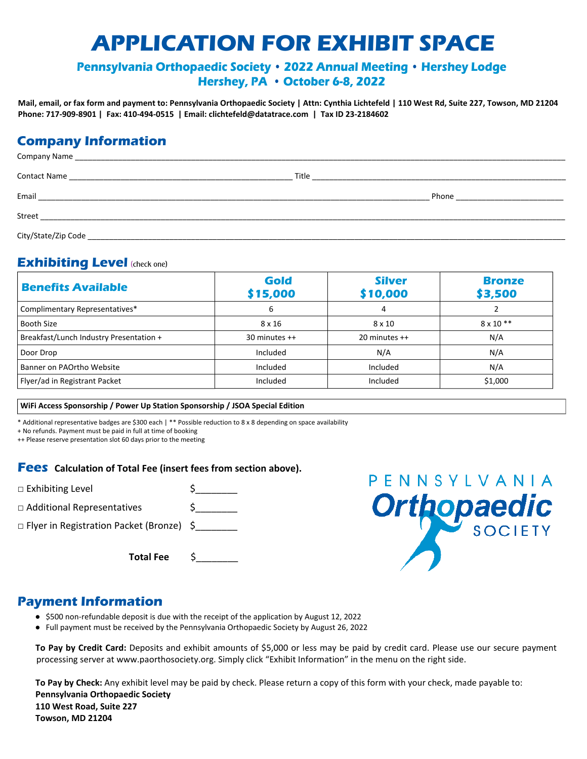# APPLICATION FOR EXHIBIT SPACE

**Pennsylvania Orthopaedic Society • 2022 Annual Meeting • Hershey Lodge**
**Hershey, PA • October 6-8, 2022**

**Mail, email, or fax form and payment to: Pennsylvania Orthopaedic Society | Attn: Cynthia Lichtefeld | 110 West Rd, Suite 227, Towson, MD 21204**
**Phone: 717-909-8901 | Fax: 410-494-0515 | Email: clichtefeld@datatrace.com | Tax ID 23-2184602**

## Company Information

Company Name ____________________________________________

Contact Name ______________________ Title ______________________

Email ____________________________________ Phone ______________

Street ____________________________________________

City/State/Zip Code ____________________________________________

## Exhibiting Level (check one)

| Benefits Available | Gold $15,000 | Silver $10,000 | Bronze $3,500 |
|---|---|---|---|
| Complimentary Representatives* | 6 | 4 | 2 |
| Booth Size | 8 x 16 | 8 x 10 | 8 x 10 ** |
| Breakfast/Lunch Industry Presentation + | 30 minutes ++ | 20 minutes ++ | N/A |
| Door Drop | Included | N/A | N/A |
| Banner on PAOrtho Website | Included | Included | N/A |
| Flyer/ad in Registrant Packet | Included | Included | $1,000 |

**WiFi Access Sponsorship / Power Up Station Sponsorship / JSOA Special Edition**

\* Additional representative badges are $300 each | ** Possible reduction to 8 x 8 depending on space availability
+ No refunds. Payment must be paid in full at time of booking
++ Please reserve presentation slot 60 days prior to the meeting

## Fees **Calculation of Total Fee (insert fees from section above).**

□ Exhibiting Level $________

□ Additional Representatives $________

□ Flyer in Registration Packet (Bronze) $________

**Total Fee** $________

PENNSYLVANIA Orthopaedic SOCIETY

## Payment Information

- $500 non-refundable deposit is due with the receipt of the application by August 12, 2022
- Full payment must be received by the Pennsylvania Orthopaedic Society by August 26, 2022

**To Pay by Credit Card:** Deposits and exhibit amounts of $5,000 or less may be paid by credit card. Please use our secure payment processing server at www.paorthosociety.org. Simply click "Exhibit Information" in the menu on the right side.

**To Pay by Check:** Any exhibit level may be paid by check. Please return a copy of this form with your check, made payable to:
**Pennsylvania Orthopaedic Society**
**110 West Road, Suite 227**
**Towson, MD 21204**